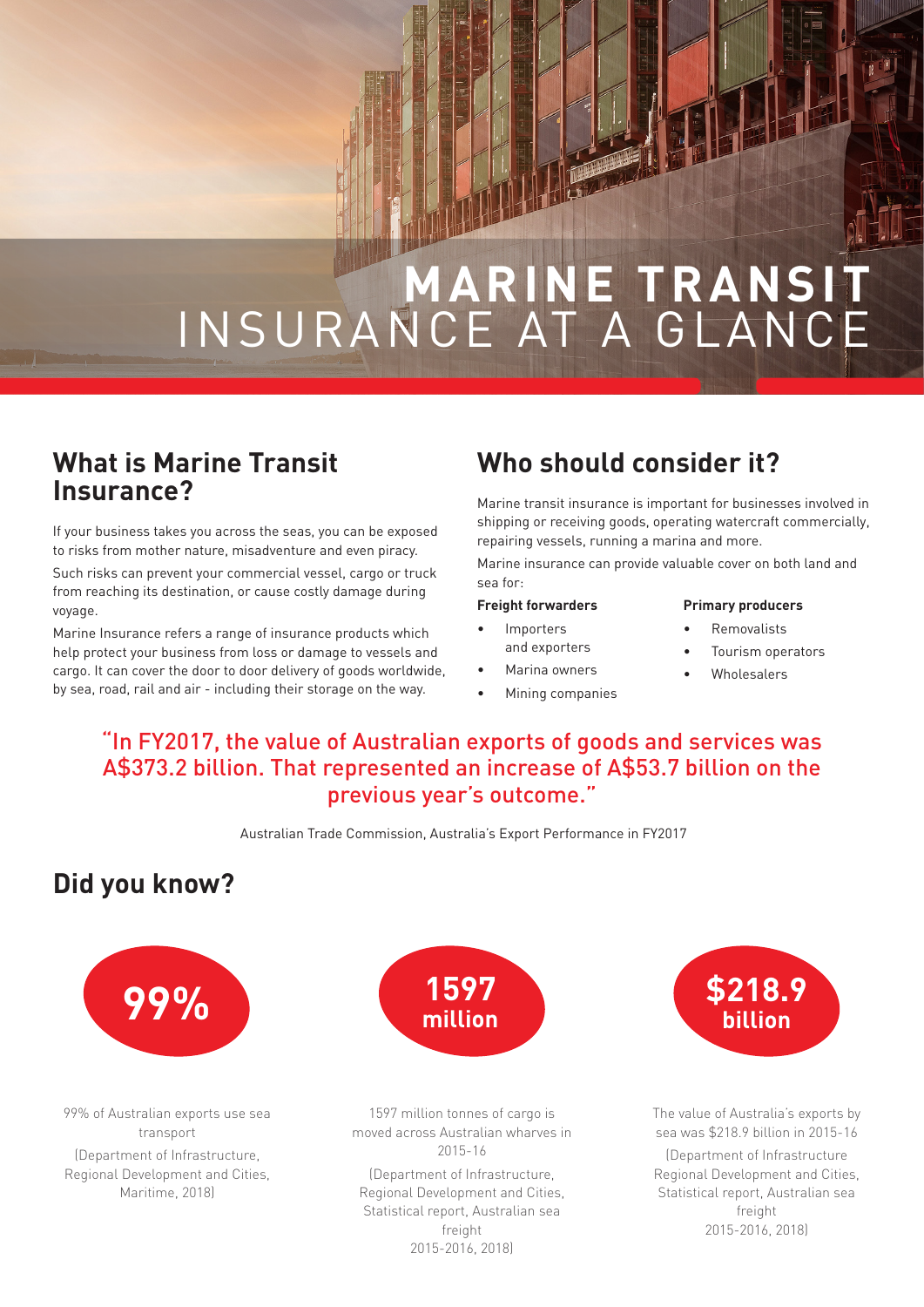# MARINE TRANSIT INSURANCE AT A GLANCE

## What is Marine Transit Insurance?

If your business takes you across the seas, you can be exposed to risks from mother nature, misadventure and even piracy.

Such risks can prevent your commercial vessel, cargo or truck from reaching its destination, or cause costly damage during voyage.

Marine Insurance refers a range of insurance products which help protect your business from loss or damage to vessels and cargo. It can cover the door to door delivery of goods worldwide, by sea, road, rail and air - including their storage on the way.

## Who should consider it?

Marine transit insurance is important for businesses involved in shipping or receiving goods, operating watercraft commercially, repairing vessels, running a marina and more.

Marine insurance can provide valuable cover on both land and sea for:

**Freight forwarders**

- Importers and exporters
- Marina owners
- Mining companies

**Primary producers**

- Removalists
- Tourism operators
- Wholesalers

"In FY2017, the value of Australian exports of goods and services was A$373.2 billion. That represented an increase of A$53.7 billion on the previous year's outcome."

Australian Trade Commission, Australia's Export Performance in FY2017

## Did you know?

**99%**

99% of Australian exports use sea transport

(Department of Infrastructure, Regional Development and Cities, Maritime, 2018)

**1597 million**

1597 million tonnes of cargo is moved across Australian wharves in 2015-16

(Department of Infrastructure, Regional Development and Cities, Statistical report, Australian sea freight 2015-2016, 2018)

**$218.9 billion**

The value of Australia's exports by sea was $218.9 billion in 2015-16

(Department of Infrastructure Regional Development and Cities, Statistical report, Australian sea freight 2015-2016, 2018)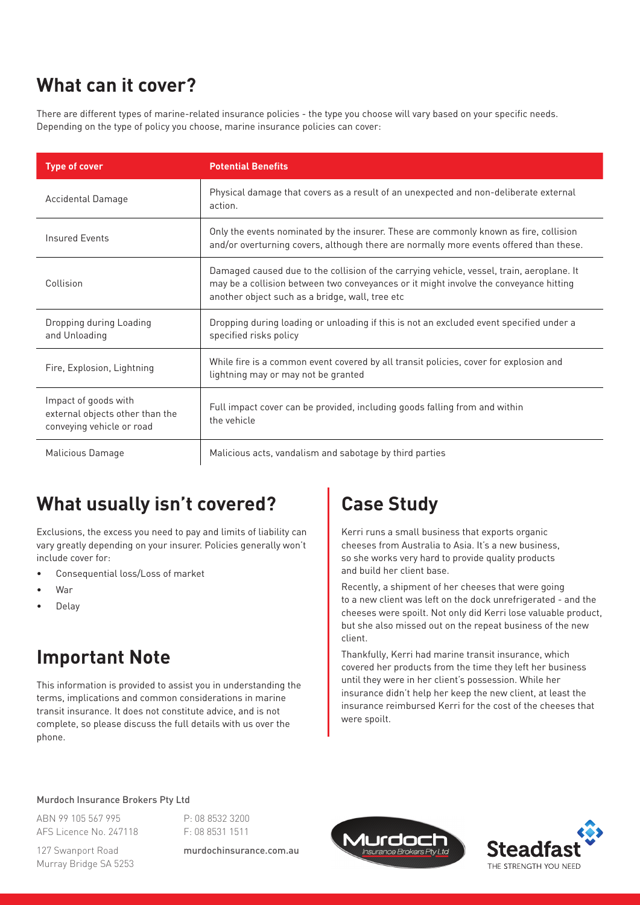## What can it cover?

There are different types of marine-related insurance policies - the type you choose will vary based on your specific needs. Depending on the type of policy you choose, marine insurance policies can cover:

| Type of cover | Potential Benefits |
|---|---|
| Accidental Damage | Physical damage that covers as a result of an unexpected and non-deliberate external action. |
| Insured Events | Only the events nominated by the insurer. These are commonly known as fire, collision and/or overturning covers, although there are normally more events offered than these. |
| Collision | Damaged caused due to the collision of the carrying vehicle, vessel, train, aeroplane. It may be a collision between two conveyances or it might involve the conveyance hitting another object such as a bridge, wall, tree etc |
| Dropping during Loading and Unloading | Dropping during loading or unloading if this is not an excluded event specified under a specified risks policy |
| Fire, Explosion, Lightning | While fire is a common event covered by all transit policies, cover for explosion and lightning may or may not be granted |
| Impact of goods with external objects other than the conveying vehicle or road | Full impact cover can be provided, including goods falling from and within the vehicle |
| Malicious Damage | Malicious acts, vandalism and sabotage by third parties |

## What usually isn't covered?

Exclusions, the excess you need to pay and limits of liability can vary greatly depending on your insurer. Policies generally won't include cover for:

- Consequential loss/Loss of market
- War
- Delay

## Important Note

This information is provided to assist you in understanding the terms, implications and common considerations in marine transit insurance. It does not constitute advice, and is not complete, so please discuss the full details with us over the phone.

## Case Study

Kerri runs a small business that exports organic cheeses from Australia to Asia. It's a new business, so she works very hard to provide quality products and build her client base.

Recently, a shipment of her cheeses that were going to a new client was left on the dock unrefrigerated - and the cheeses were spoilt. Not only did Kerri lose valuable product, but she also missed out on the repeat business of the new client.

Thankfully, Kerri had marine transit insurance, which covered her products from the time they left her business until they were in her client's possession. While her insurance didn't help her keep the new client, at least the insurance reimbursed Kerri for the cost of the cheeses that were spoilt.

Murdoch Insurance Brokers Pty Ltd

ABN 99 105 567 995
AFS Licence No. 247118

127 Swanport Road
Murray Bridge SA 5253

P: 08 8532 3200
F: 08 8531 1511

murdochinsurance.com.au

Murdoch Insurance Brokers Pty Ltd

Steadfast
THE STRENGTH YOU NEED